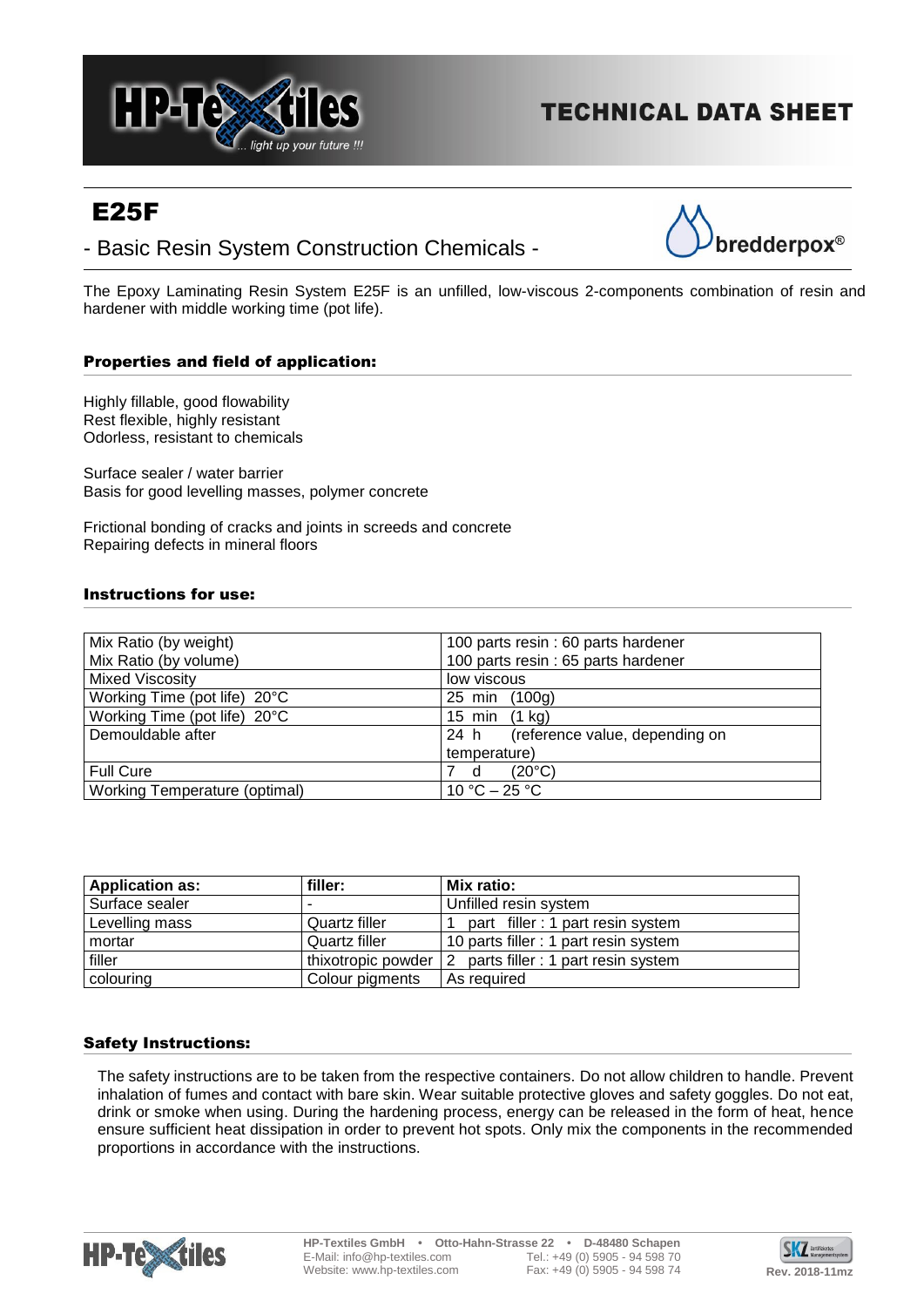# TECHNICAL DATA SHEET

# E25F

## - Basic Resin System Construction Chemicals -

bredderpox®

The Epoxy Laminating Resin System E25F is an unfilled, low-viscous 2-components combination of resin and hardener with middle working time (pot life).

### Properties and field of application:

Highly fillable, good flowability
Rest flexible, highly resistant
Odorless, resistant to chemicals

Surface sealer / water barrier
Basis for good levelling masses, polymer concrete

Frictional bonding of cracks and joints in screeds and concrete
Repairing defects in mineral floors

### Instructions for use:

| | |
|---|---|
| Mix Ratio (by weight) | 100 parts resin : 60 parts hardener |
| Mix Ratio (by volume) | 100 parts resin : 65 parts hardener |
| Mixed Viscosity | low viscous |
| Working Time (pot life) 20°C | 25 min (100g) |
| Working Time (pot life) 20°C | 15 min (1 kg) |
| Demouldable after | 24 h (reference value, depending on temperature) |
| Full Cure | 7 d (20°C) |
| Working Temperature (optimal) | 10 °C – 25 °C |

| Application as: | filler: | Mix ratio: |
|---|---|---|
| Surface sealer | - | Unfilled resin system |
| Levelling mass | Quartz filler | 1 part filler : 1 part resin system |
| mortar | Quartz filler | 10 parts filler : 1 part resin system |
| filler | thixotropic powder | 2 parts filler : 1 part resin system |
| colouring | Colour pigments | As required |

### Safety Instructions:

The safety instructions are to be taken from the respective containers. Do not allow children to handle. Prevent inhalation of fumes and contact with bare skin. Wear suitable protective gloves and safety goggles. Do not eat, drink or smoke when using. During the hardening process, energy can be released in the form of heat, hence ensure sufficient heat dissipation in order to prevent hot spots. Only mix the components in the recommended proportions in accordance with the instructions.

HP-Textiles GmbH • Otto-Hahn-Strasse 22 • D-48480 Schapen
E-Mail: info@hp-textiles.com Tel.: +49 (0) 5905 - 94 598 70
Website: www.hp-textiles.com Fax: +49 (0) 5905 - 94 598 74

Rev. 2018-11mz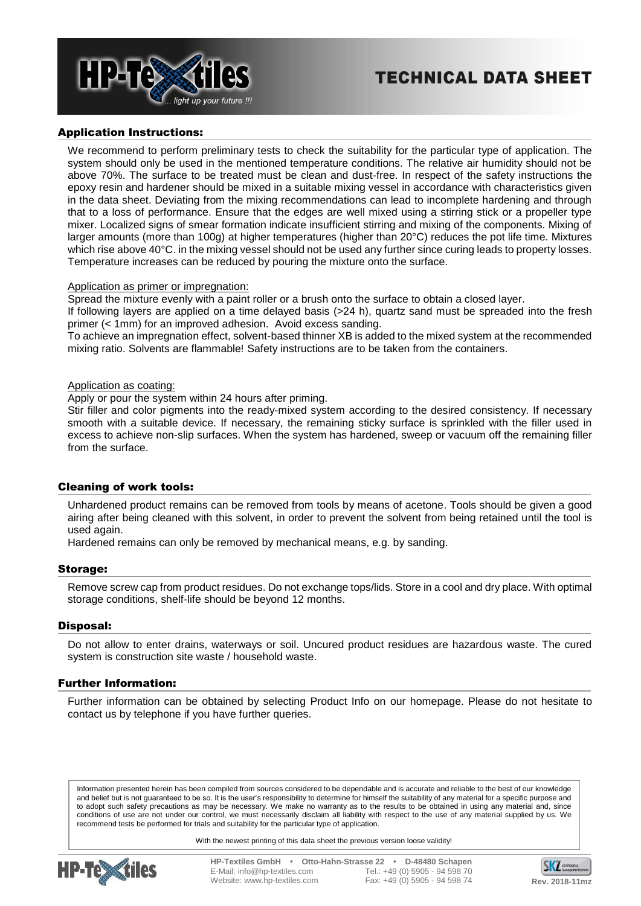## Application Instructions:

We recommend to perform preliminary tests to check the suitability for the particular type of application. The system should only be used in the mentioned temperature conditions. The relative air humidity should not be above 70%. The surface to be treated must be clean and dust-free. In respect of the safety instructions the epoxy resin and hardener should be mixed in a suitable mixing vessel in accordance with characteristics given in the data sheet. Deviating from the mixing recommendations can lead to incomplete hardening and through that to a loss of performance. Ensure that the edges are well mixed using a stirring stick or a propeller type mixer. Localized signs of smear formation indicate insufficient stirring and mixing of the components. Mixing of larger amounts (more than 100g) at higher temperatures (higher than 20°C) reduces the pot life time. Mixtures which rise above 40°C. in the mixing vessel should not be used any further since curing leads to property losses. Temperature increases can be reduced by pouring the mixture onto the surface.

Application as primer or impregnation:

Spread the mixture evenly with a paint roller or a brush onto the surface to obtain a closed layer.

If following layers are applied on a time delayed basis (>24 h), quartz sand must be spreaded into the fresh primer (< 1mm) for an improved adhesion. Avoid excess sanding.

To achieve an impregnation effect, solvent-based thinner XB is added to the mixed system at the recommended mixing ratio. Solvents are flammable! Safety instructions are to be taken from the containers.

Application as coating:

Apply or pour the system within 24 hours after priming.

Stir filler and color pigments into the ready-mixed system according to the desired consistency. If necessary smooth with a suitable device. If necessary, the remaining sticky surface is sprinkled with the filler used in excess to achieve non-slip surfaces. When the system has hardened, sweep or vacuum off the remaining filler from the surface.

## Cleaning of work tools:

Unhardened product remains can be removed from tools by means of acetone. Tools should be given a good airing after being cleaned with this solvent, in order to prevent the solvent from being retained until the tool is used again.

Hardened remains can only be removed by mechanical means, e.g. by sanding.

## Storage:

Remove screw cap from product residues. Do not exchange tops/lids. Store in a cool and dry place. With optimal storage conditions, shelf-life should be beyond 12 months.

## Disposal:

Do not allow to enter drains, waterways or soil. Uncured product residues are hazardous waste. The cured system is construction site waste / household waste.

## Further Information:

Further information can be obtained by selecting Product Info on our homepage. Please do not hesitate to contact us by telephone if you have further queries.

Information presented herein has been compiled from sources considered to be dependable and is accurate and reliable to the best of our knowledge and belief but is not guaranteed to be so. It is the user's responsibility to determine for himself the suitability of any material for a specific purpose and to adopt such safety precautions as may be necessary. We make no warranty as to the results to be obtained in using any material and, since conditions of use are not under our control, we must necessarily disclaim all liability with respect to the use of any material supplied by us. We recommend tests be performed for trials and suitability for the particular type of application.

With the newest printing of this data sheet the previous version loose validity!